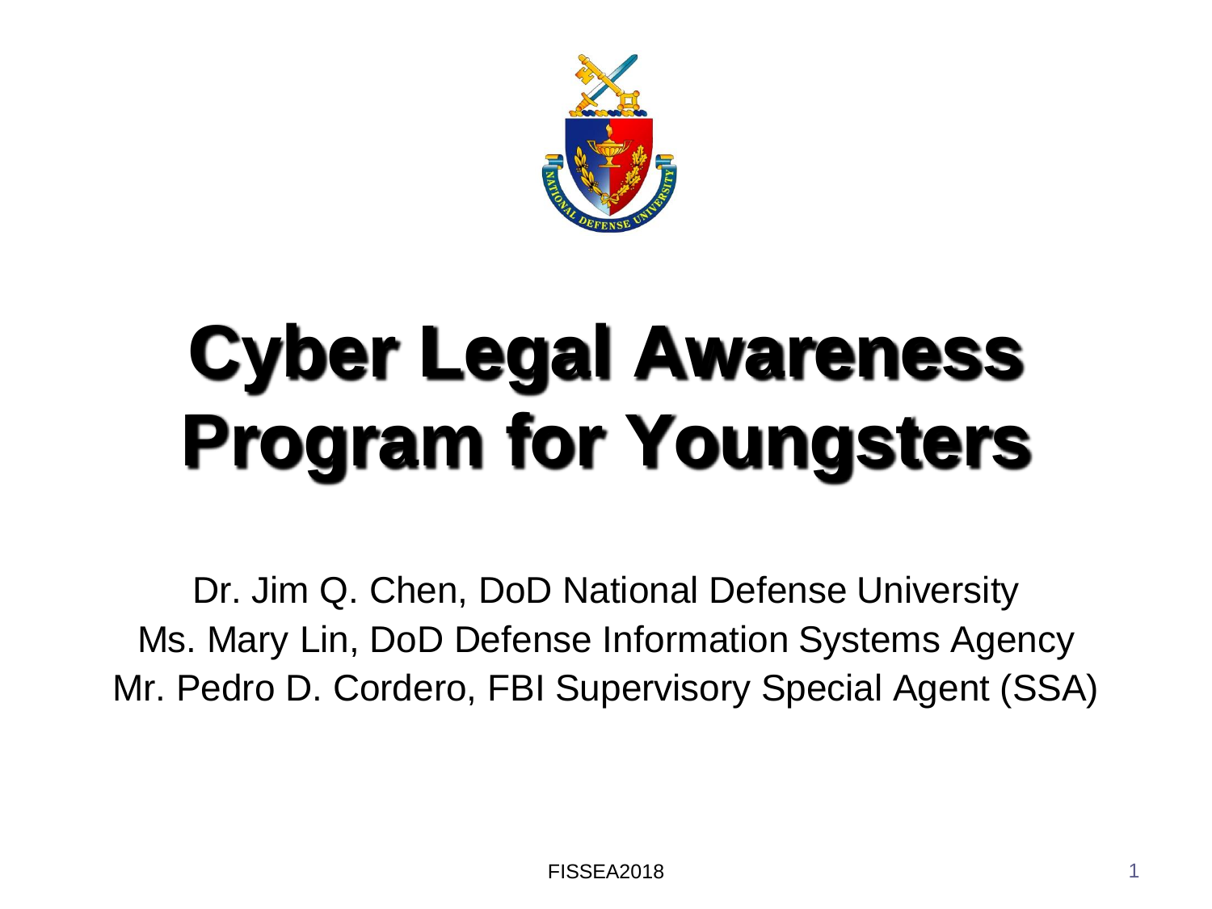# Cyber Legal Awareness Program for Youngsters

Dr. Jim Q. Chen, DoD National Defense University
Ms. Mary Lin, DoD Defense Information Systems Agency
Mr. Pedro D. Cordero, FBI Supervisory Special Agent (SSA)

FISSEA2018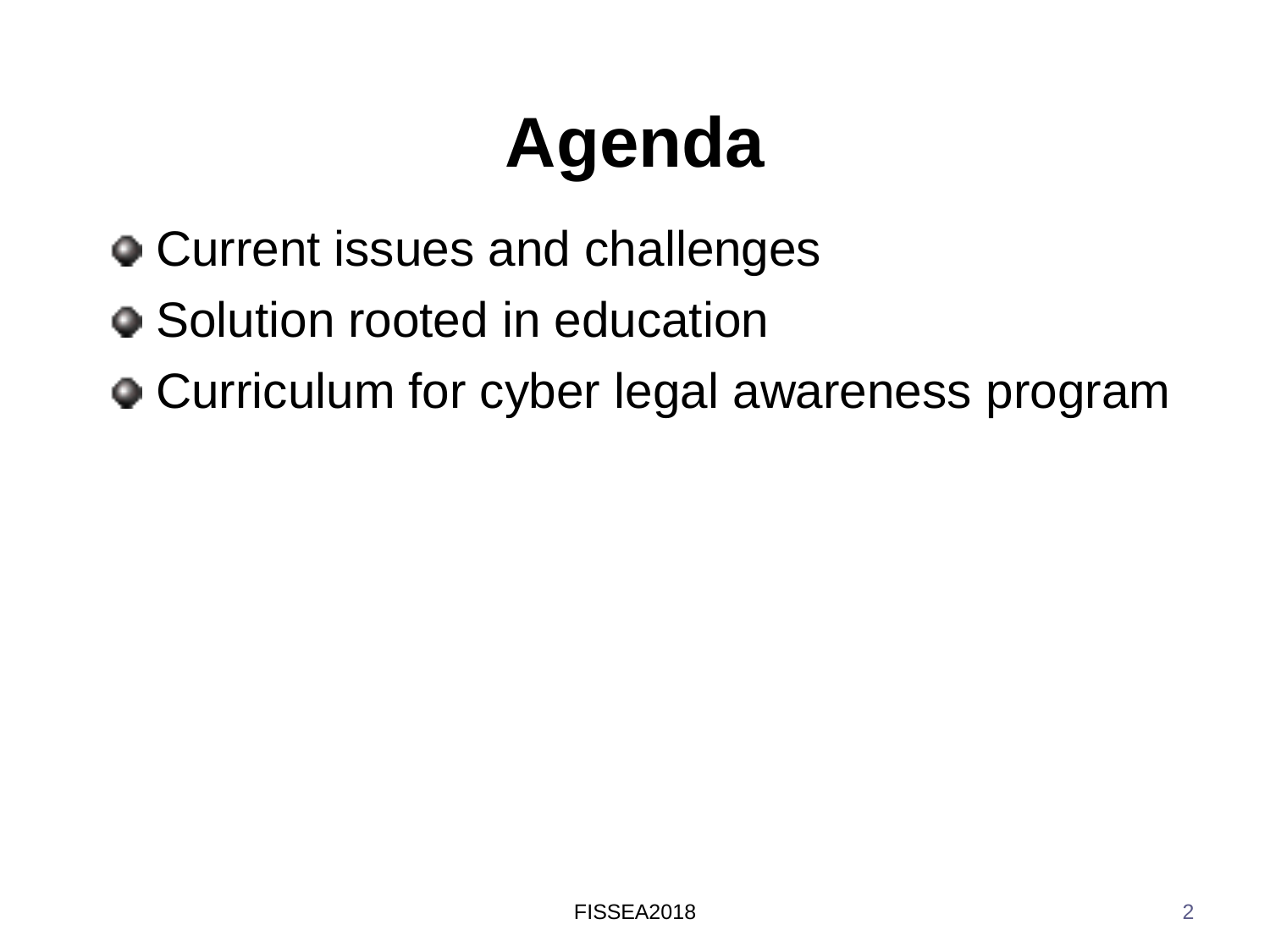# Agenda

- Current issues and challenges
- Solution rooted in education
- Curriculum for cyber legal awareness program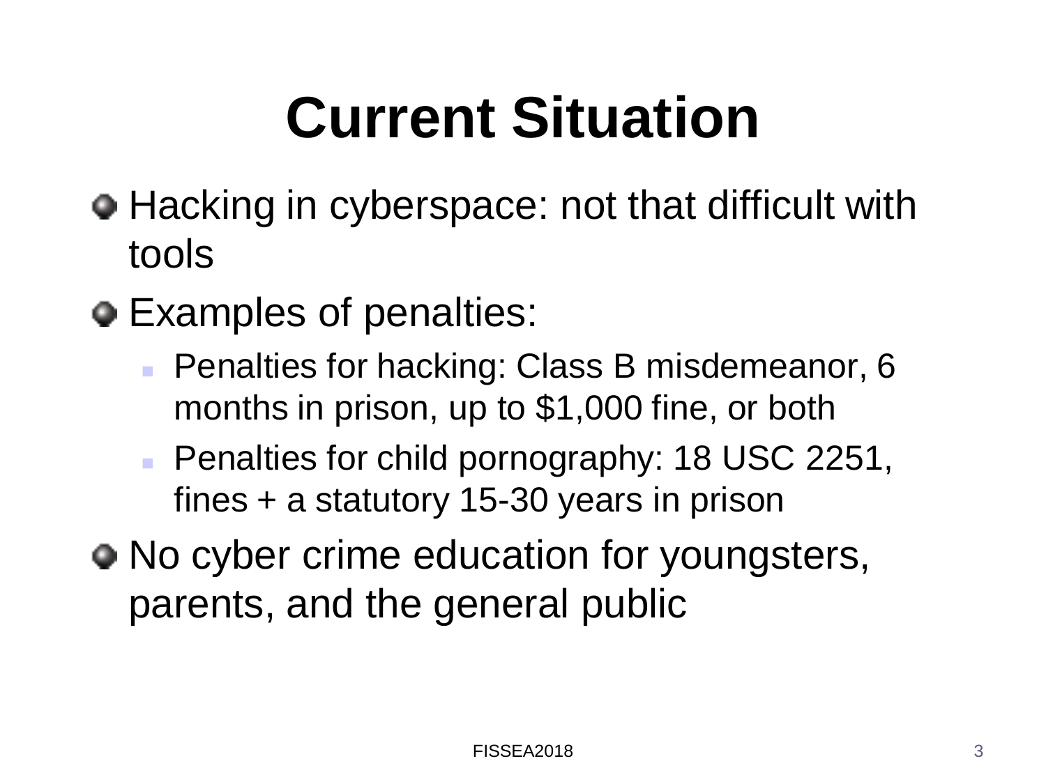# Current Situation

- Hacking in cyberspace: not that difficult with tools
- Examples of penalties:
  - Penalties for hacking: Class B misdemeanor, 6 months in prison, up to $1,000 fine, or both
  - Penalties for child pornography: 18 USC 2251, fines + a statutory 15-30 years in prison
- No cyber crime education for youngsters, parents, and the general public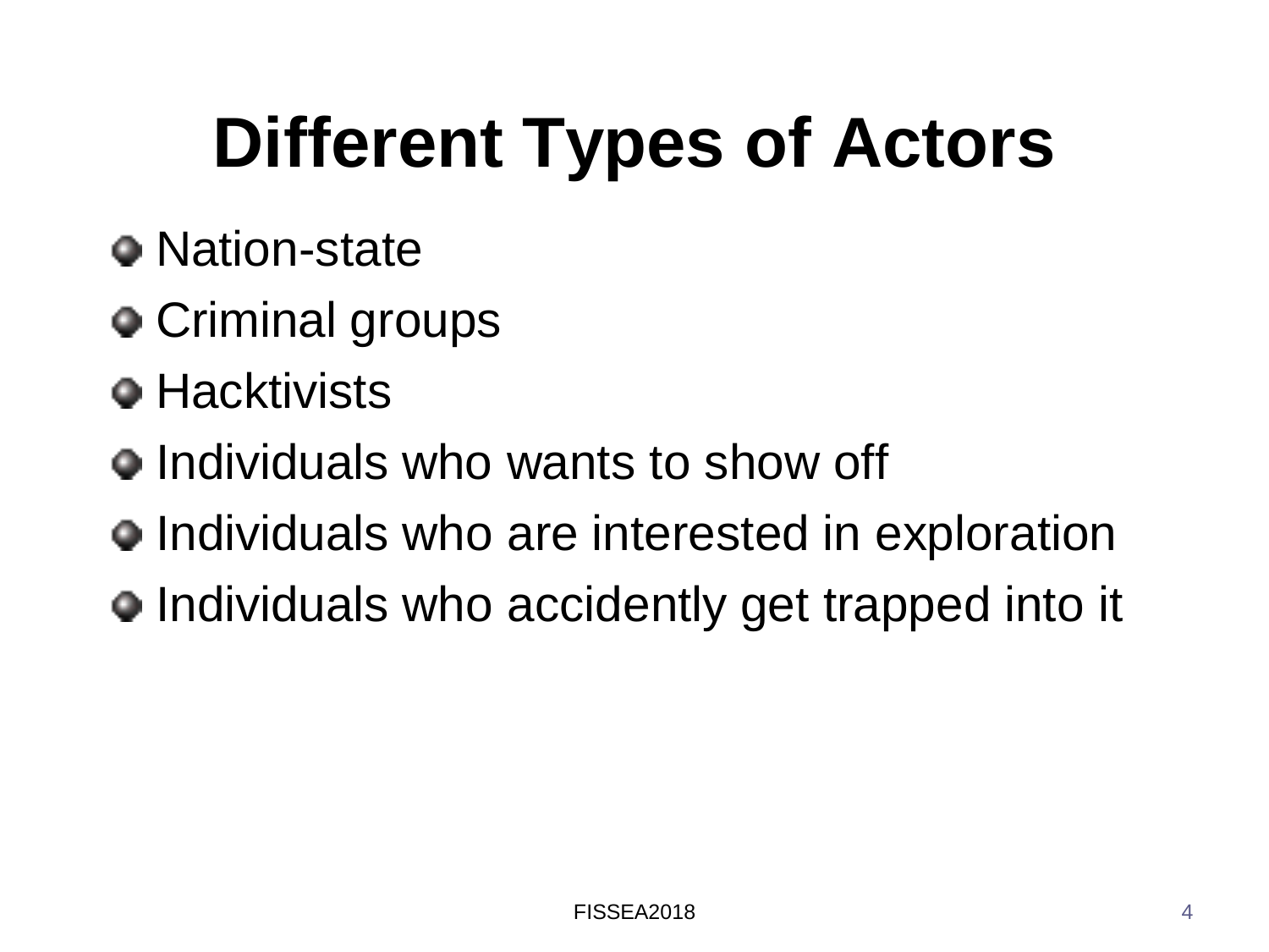# Different Types of Actors

- Nation-state
- Criminal groups
- Hacktivists
- Individuals who wants to show off
- Individuals who are interested in exploration
- Individuals who accidently get trapped into it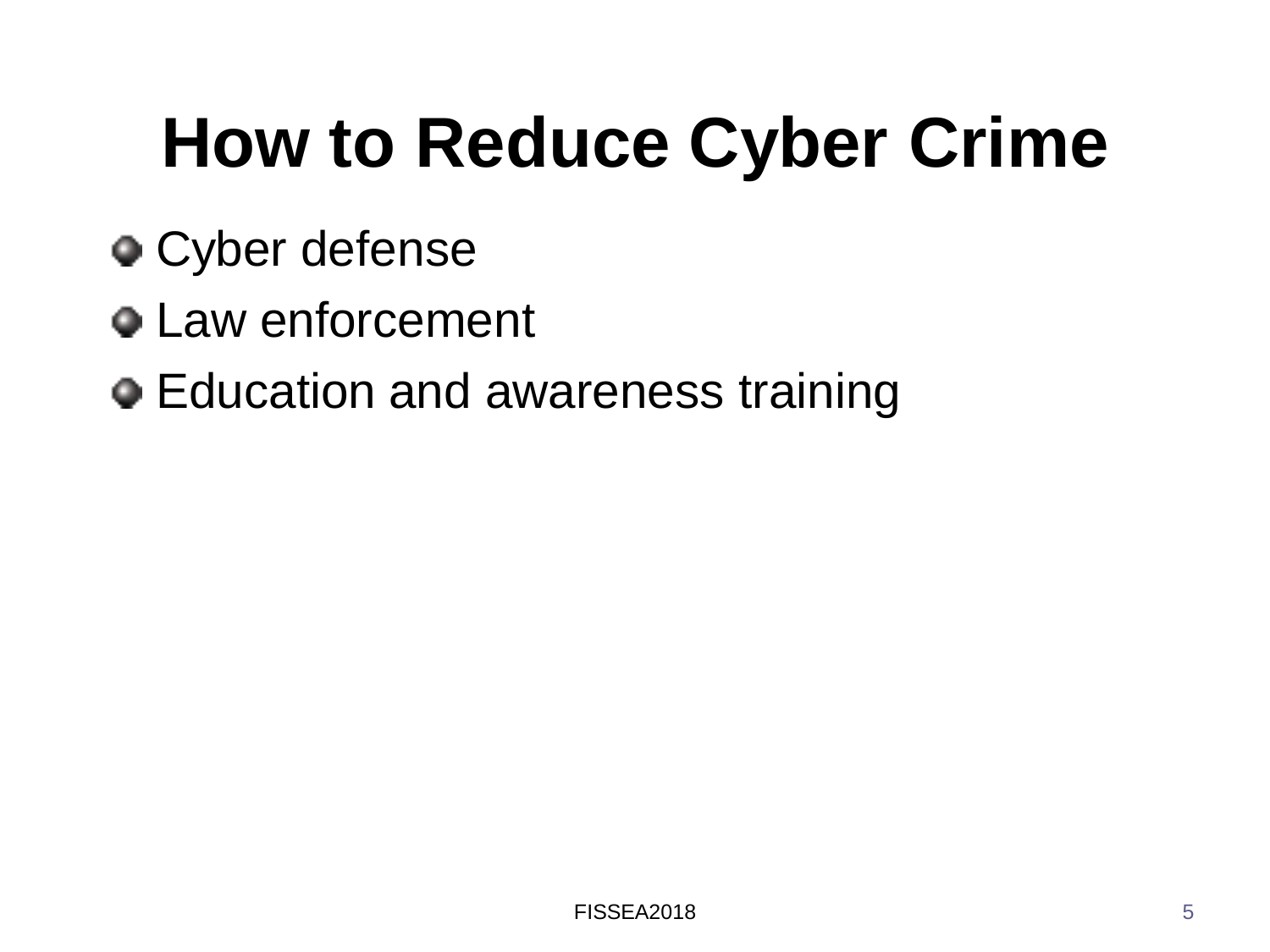# How to Reduce Cyber Crime

- Cyber defense
- Law enforcement
- Education and awareness training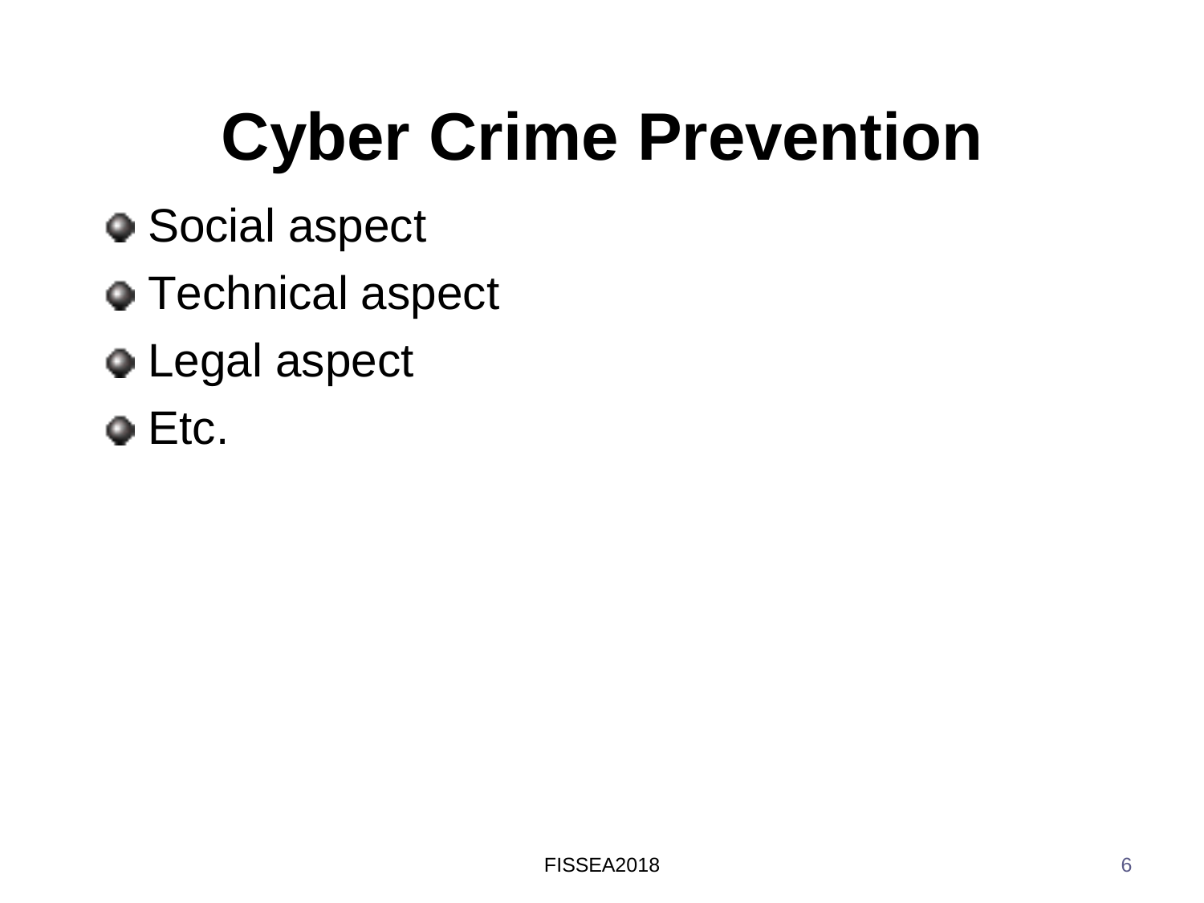# Cyber Crime Prevention

- Social aspect
- Technical aspect
- Legal aspect
- Etc.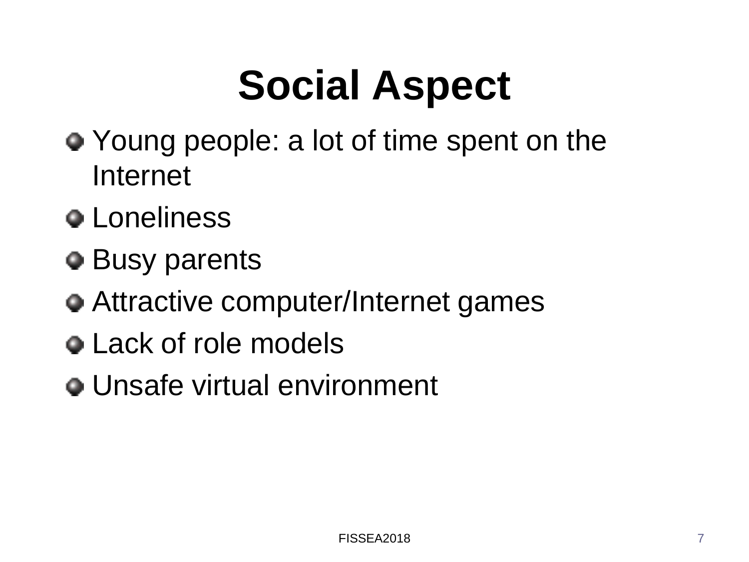# Social Aspect

- Young people: a lot of time spent on the Internet
- Loneliness
- Busy parents
- Attractive computer/Internet games
- Lack of role models
- Unsafe virtual environment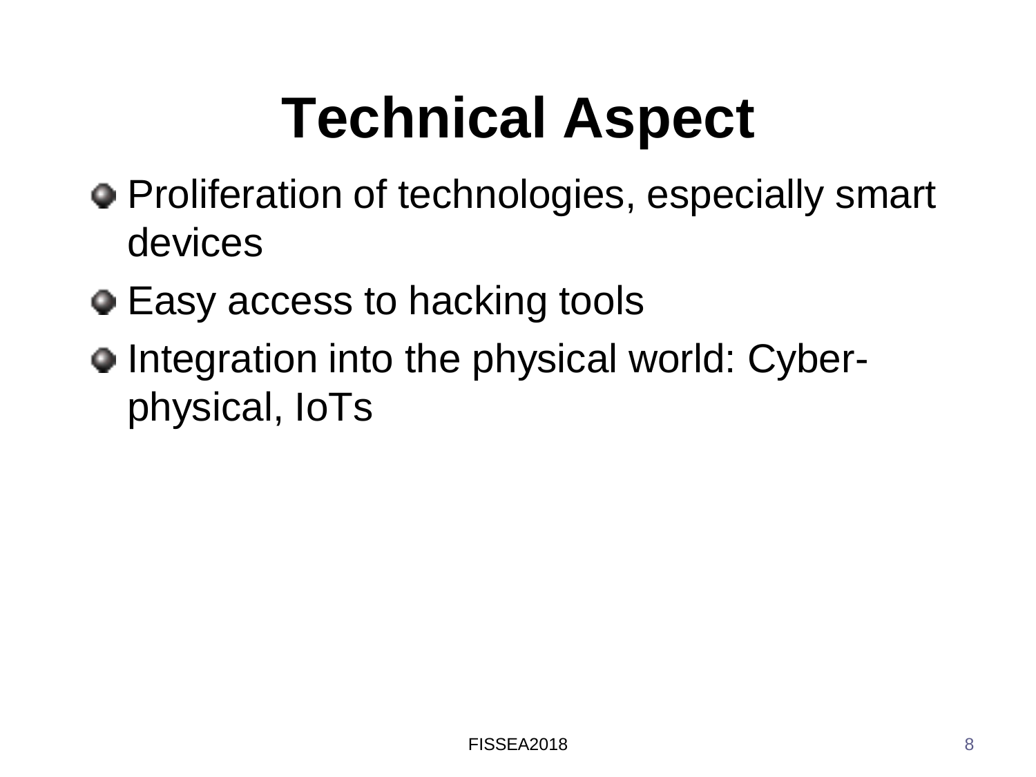# Technical Aspect

- Proliferation of technologies, especially smart devices
- Easy access to hacking tools
- Integration into the physical world: Cyber-physical, IoTs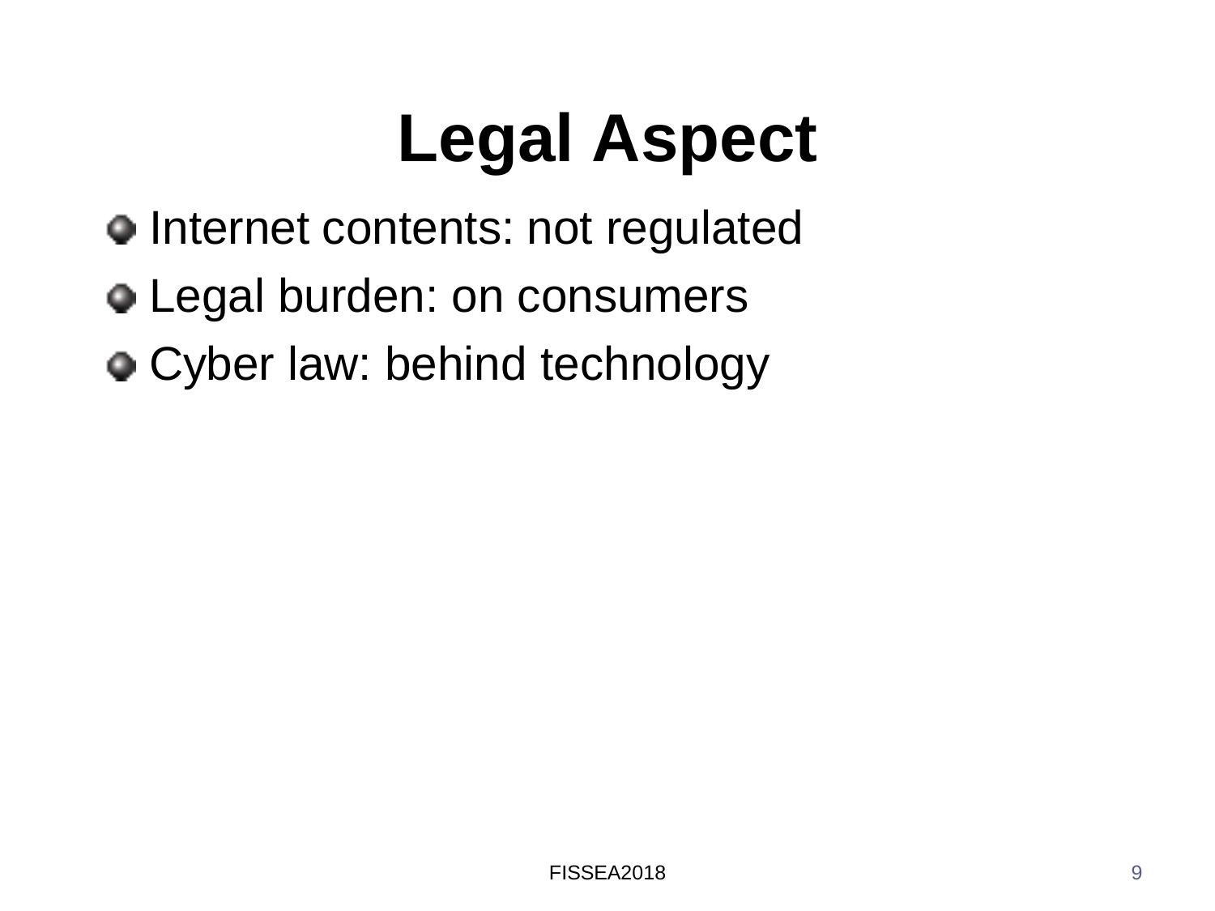# Legal Aspect

- Internet contents: not regulated
- Legal burden: on consumers
- Cyber law: behind technology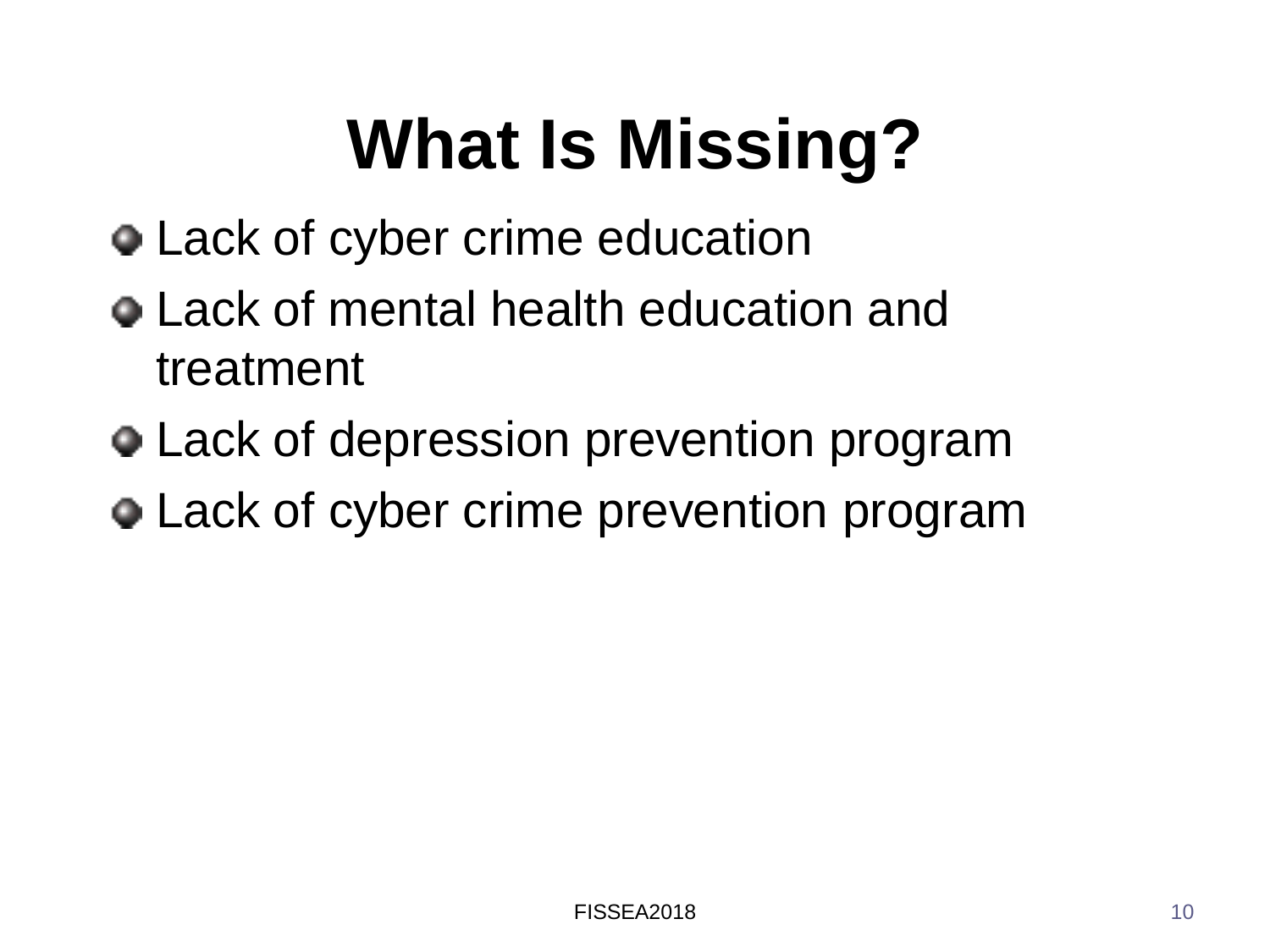# What Is Missing?

- Lack of cyber crime education
- Lack of mental health education and treatment
- Lack of depression prevention program
- Lack of cyber crime prevention program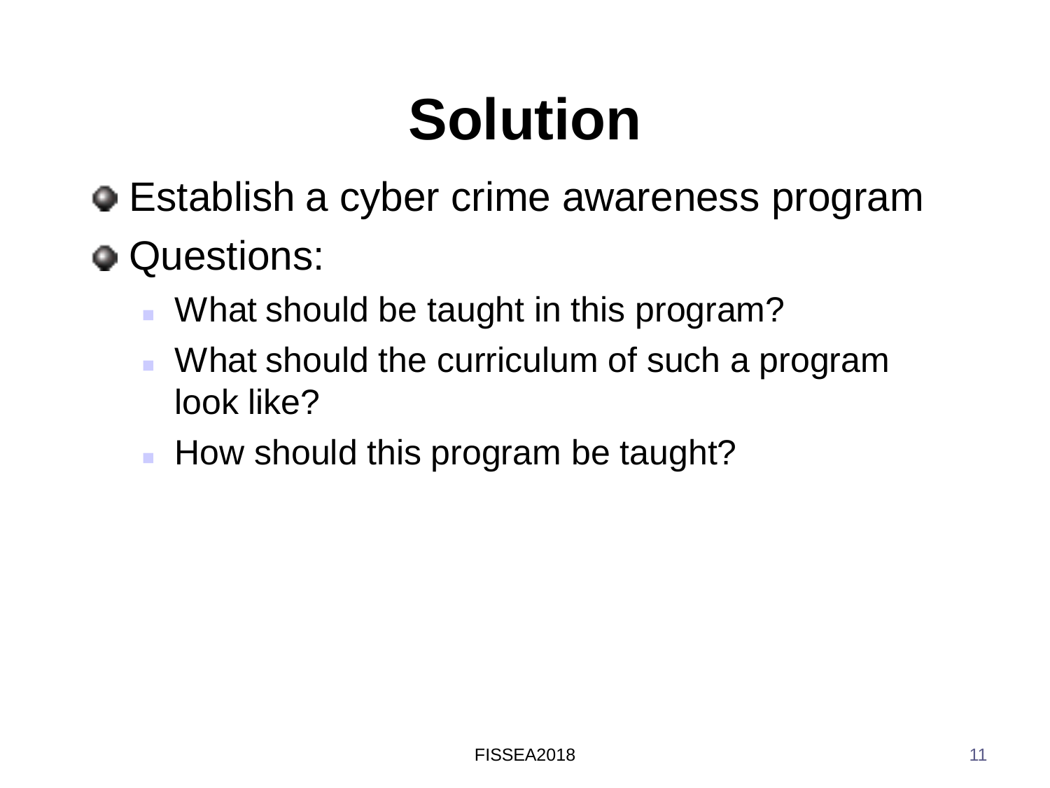# Solution

- Establish a cyber crime awareness program
- Questions:
  - What should be taught in this program?
  - What should the curriculum of such a program look like?
  - How should this program be taught?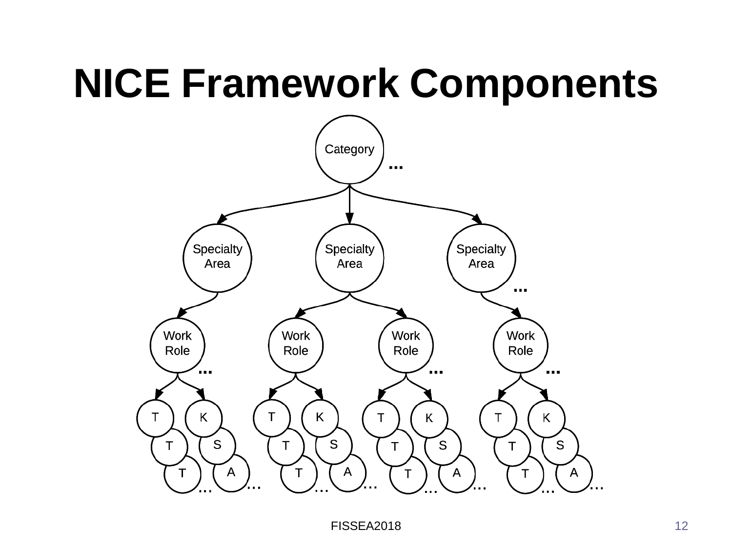# NICE Framework Components

Category ...

Specialty Area | Specialty Area | Specialty Area ...

Work Role ... | Work Role | Work Role ... | Work Role ...

T K T S T A ... | T K T S T A ... | T K T S T A ... | T K T S T A ...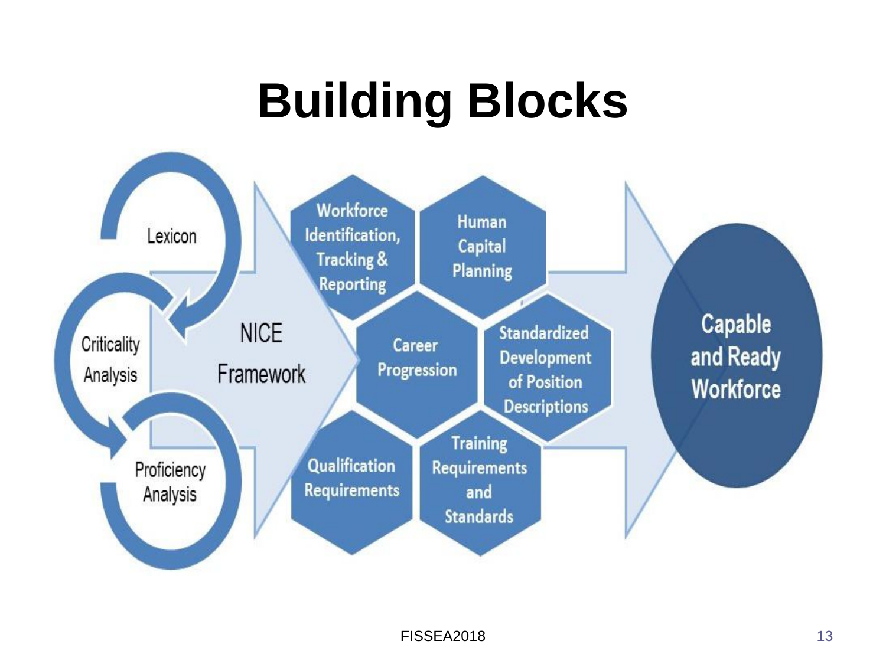# Building Blocks

Lexicon

Criticality Analysis

Proficiency Analysis

NICE Framework

Workforce Identification, Tracking & Reporting

Human Capital Planning

Career Progression

Standardized Development of Position Descriptions

Qualification Requirements

Training Requirements and Standards

Capable and Ready Workforce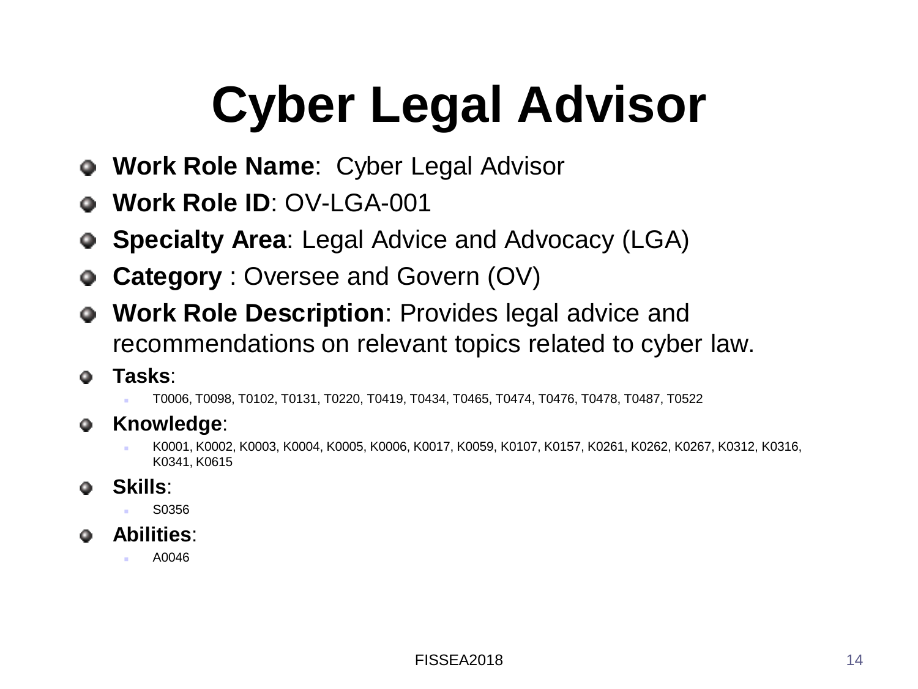# Cyber Legal Advisor

- **Work Role Name**: Cyber Legal Advisor
- **Work Role ID**: OV-LGA-001
- **Specialty Area**: Legal Advice and Advocacy (LGA)
- **Category** : Oversee and Govern (OV)
- **Work Role Description**: Provides legal advice and recommendations on relevant topics related to cyber law.
- **Tasks**:
  - T0006, T0098, T0102, T0131, T0220, T0419, T0434, T0465, T0474, T0476, T0478, T0487, T0522
- **Knowledge**:
  - K0001, K0002, K0003, K0004, K0005, K0006, K0017, K0059, K0107, K0157, K0261, K0262, K0267, K0312, K0316, K0341, K0615
- **Skills**:
  - S0356
- **Abilities**:
  - A0046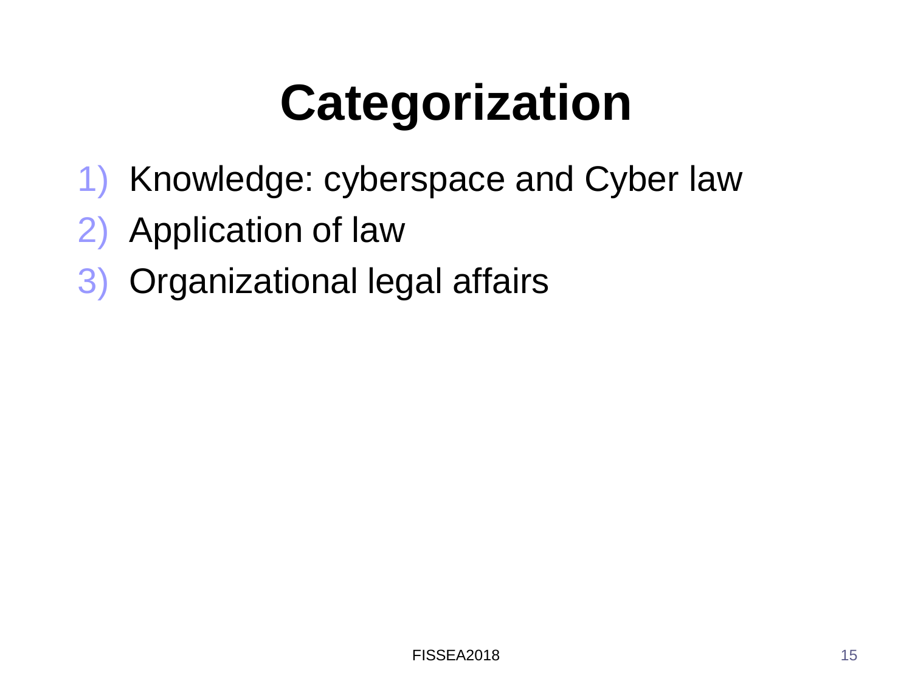# Categorization

1) Knowledge: cyberspace and Cyber law
2) Application of law
3) Organizational legal affairs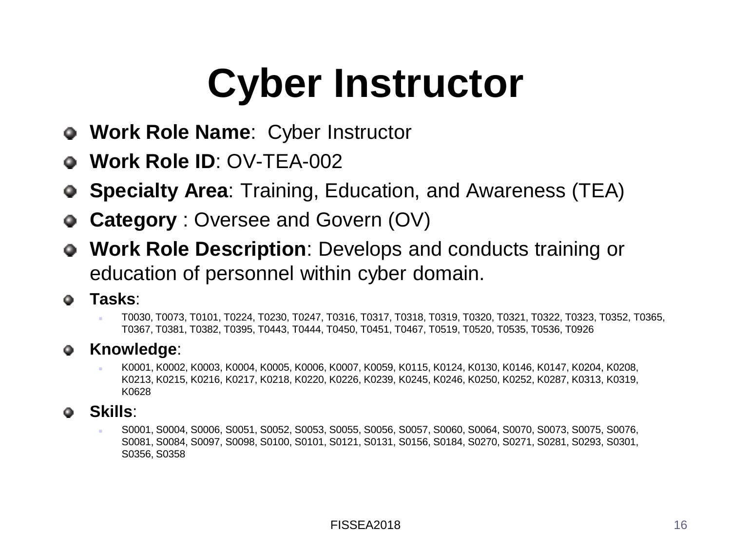# Cyber Instructor

- **Work Role Name**: Cyber Instructor
- **Work Role ID**: OV-TEA-002
- **Specialty Area**: Training, Education, and Awareness (TEA)
- **Category** : Oversee and Govern (OV)
- **Work Role Description**: Develops and conducts training or education of personnel within cyber domain.
- **Tasks**:
  - T0030, T0073, T0101, T0224, T0230, T0247, T0316, T0317, T0318, T0319, T0320, T0321, T0322, T0323, T0352, T0365, T0367, T0381, T0382, T0395, T0443, T0444, T0450, T0451, T0467, T0519, T0520, T0535, T0536, T0926
- **Knowledge**:
  - K0001, K0002, K0003, K0004, K0005, K0006, K0007, K0059, K0115, K0124, K0130, K0146, K0147, K0204, K0208, K0213, K0215, K0216, K0217, K0218, K0220, K0226, K0239, K0245, K0246, K0250, K0252, K0287, K0313, K0319, K0628
- **Skills**:
  - S0001, S0004, S0006, S0051, S0052, S0053, S0055, S0056, S0057, S0060, S0064, S0070, S0073, S0075, S0076, S0081, S0084, S0097, S0098, S0100, S0101, S0121, S0131, S0156, S0184, S0270, S0271, S0281, S0293, S0301, S0356, S0358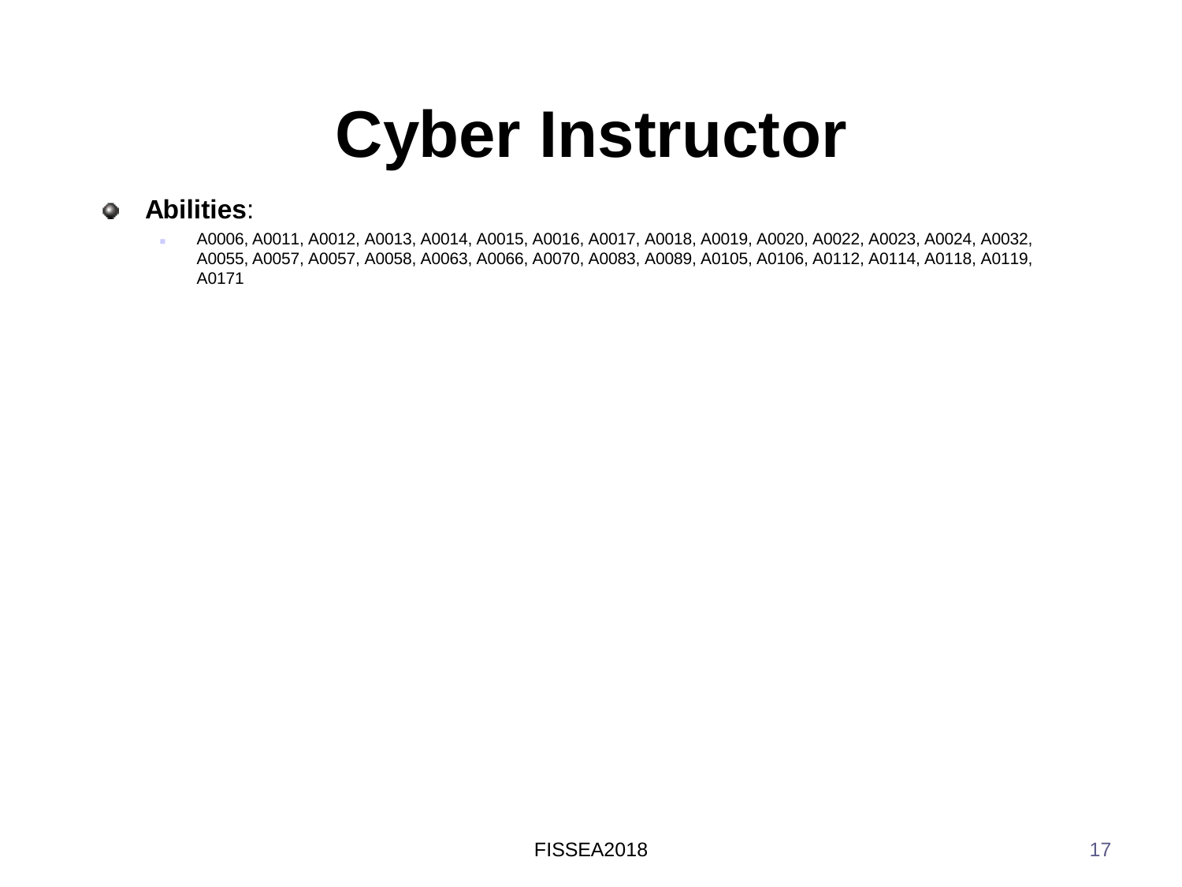# Cyber Instructor

- **Abilities**:
  - A0006, A0011, A0012, A0013, A0014, A0015, A0016, A0017, A0018, A0019, A0020, A0022, A0023, A0024, A0032, A0055, A0057, A0057, A0058, A0063, A0066, A0070, A0083, A0089, A0105, A0106, A0112, A0114, A0118, A0119, A0171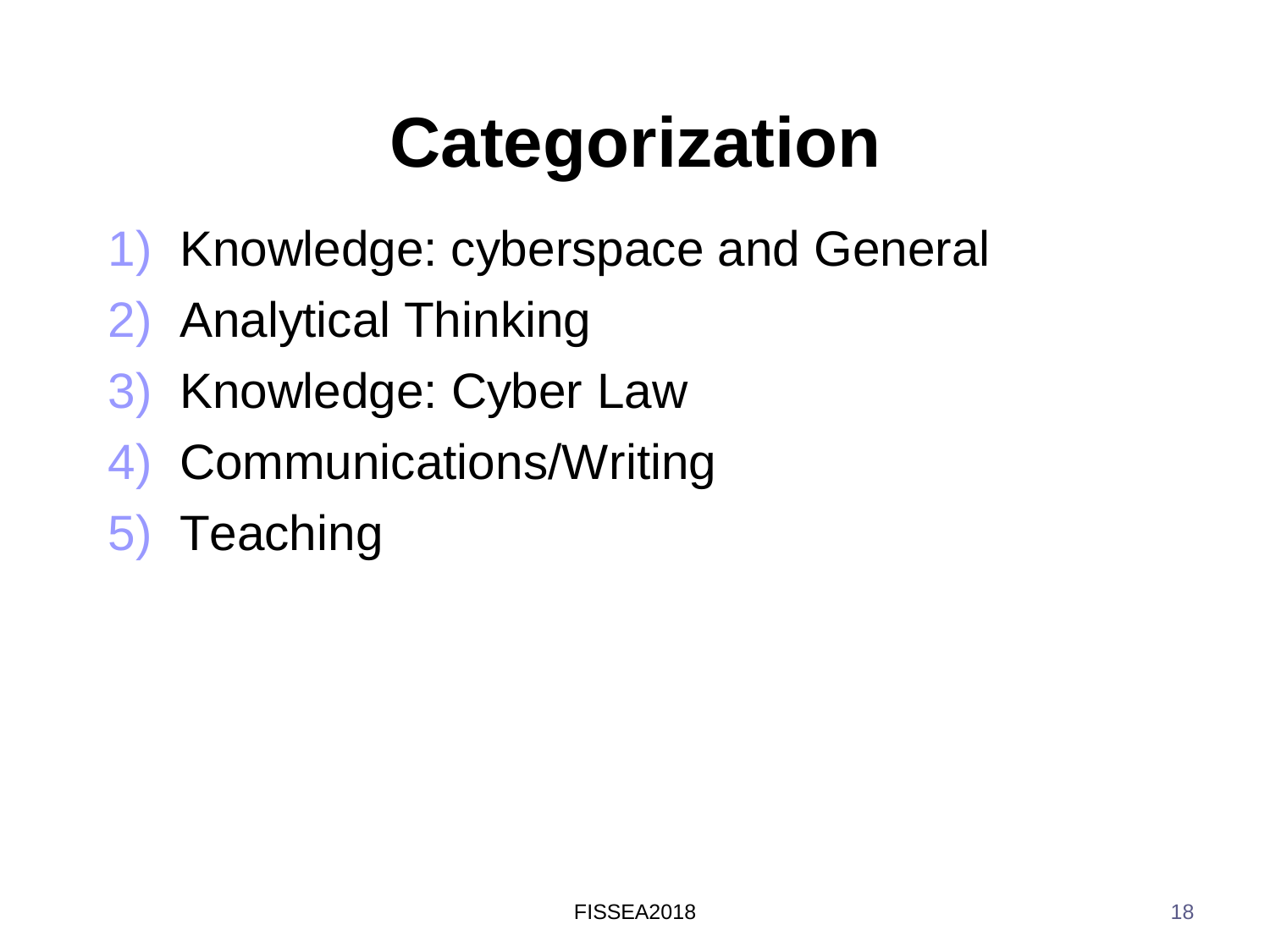# Categorization

1) Knowledge: cyberspace and General
2) Analytical Thinking
3) Knowledge: Cyber Law
4) Communications/Writing
5) Teaching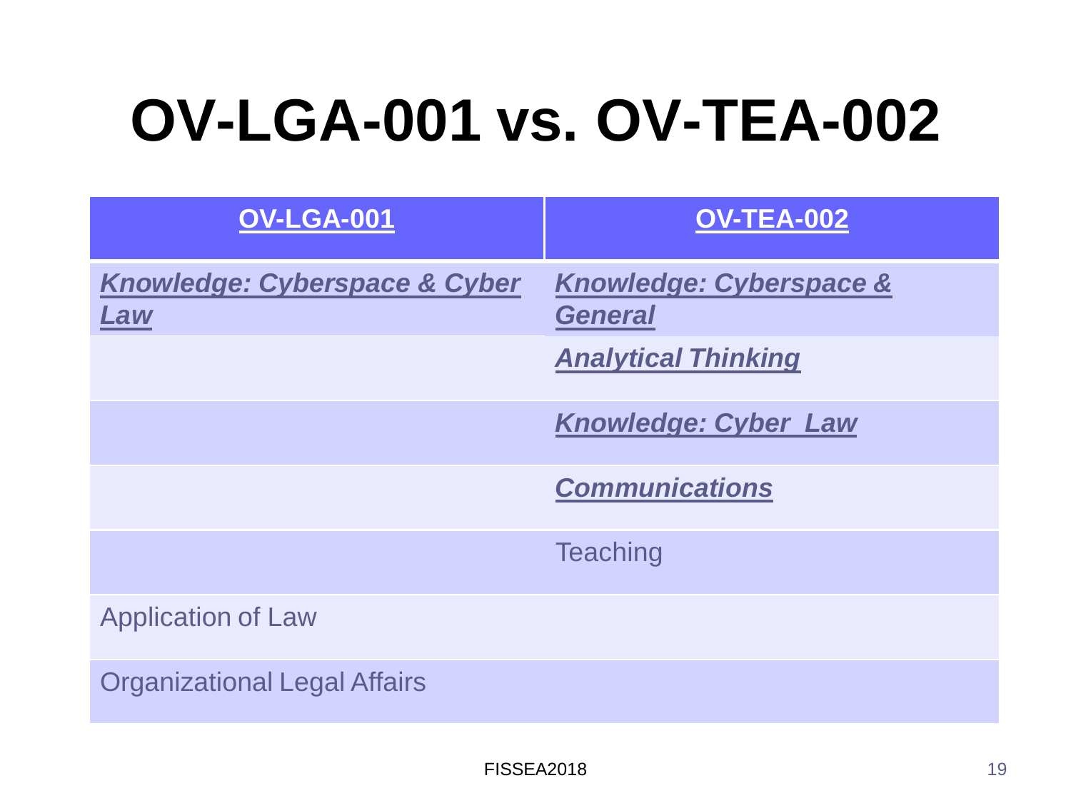# OV-LGA-001 vs. OV-TEA-002

| OV-LGA-001 | OV-TEA-002 |
| --- | --- |
| ***Knowledge: Cyberspace & Cyber Law*** | ***Knowledge: Cyberspace & General*** |
| | ***Analytical Thinking*** |
| | ***Knowledge: Cyber Law*** |
| | ***Communications*** |
| | Teaching |
| Application of Law | |
| Organizational Legal Affairs | |

FISSEA2018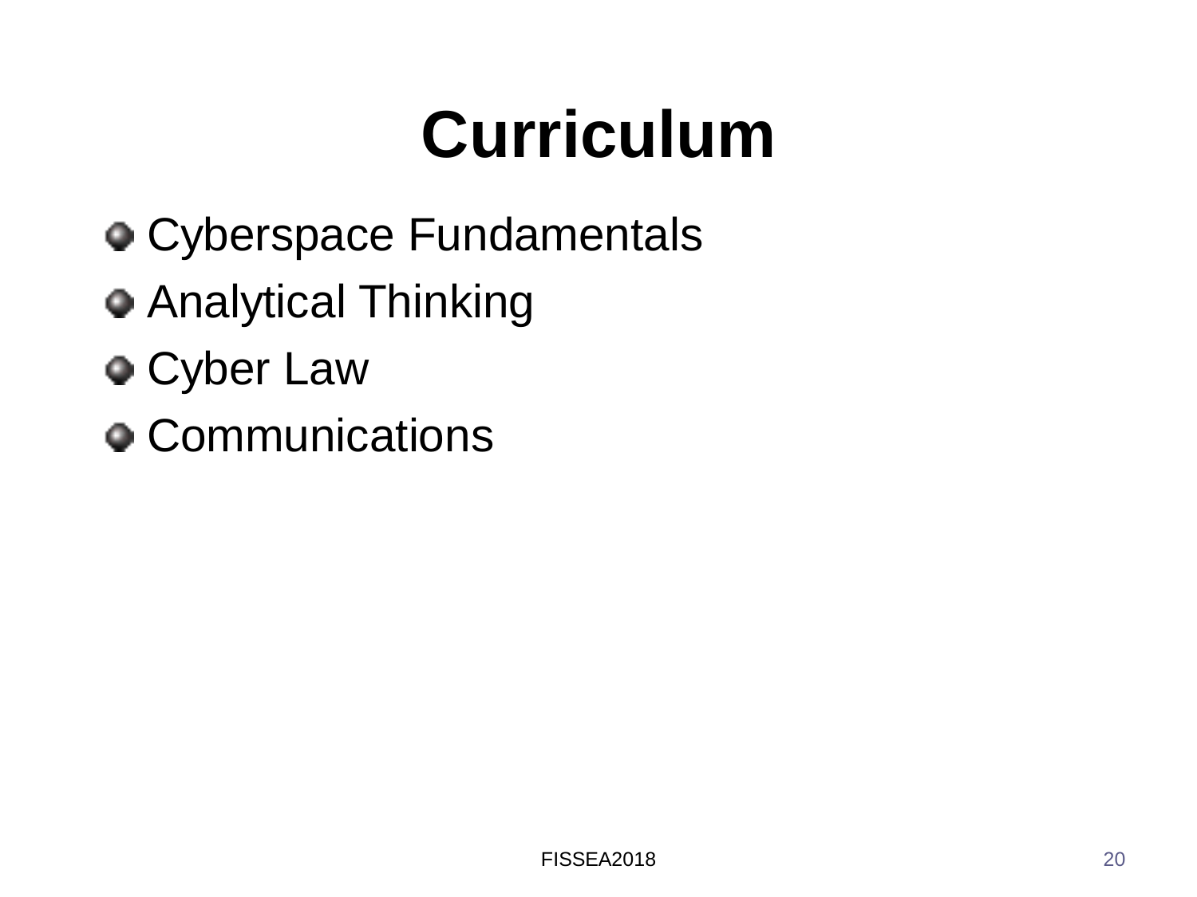# Curriculum

- Cyberspace Fundamentals
- Analytical Thinking
- Cyber Law
- Communications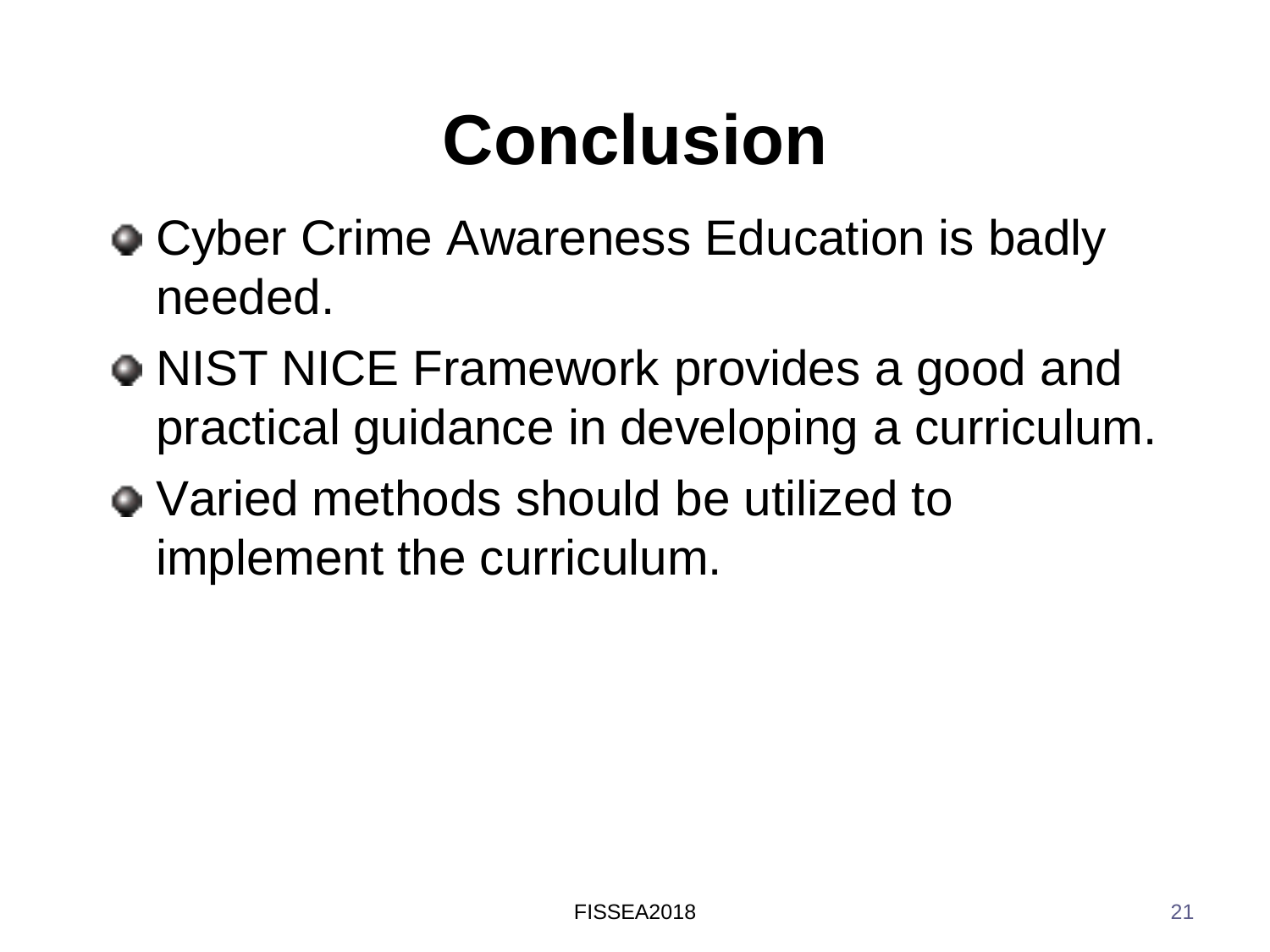# Conclusion

- Cyber Crime Awareness Education is badly needed.
- NIST NICE Framework provides a good and practical guidance in developing a curriculum.
- Varied methods should be utilized to implement the curriculum.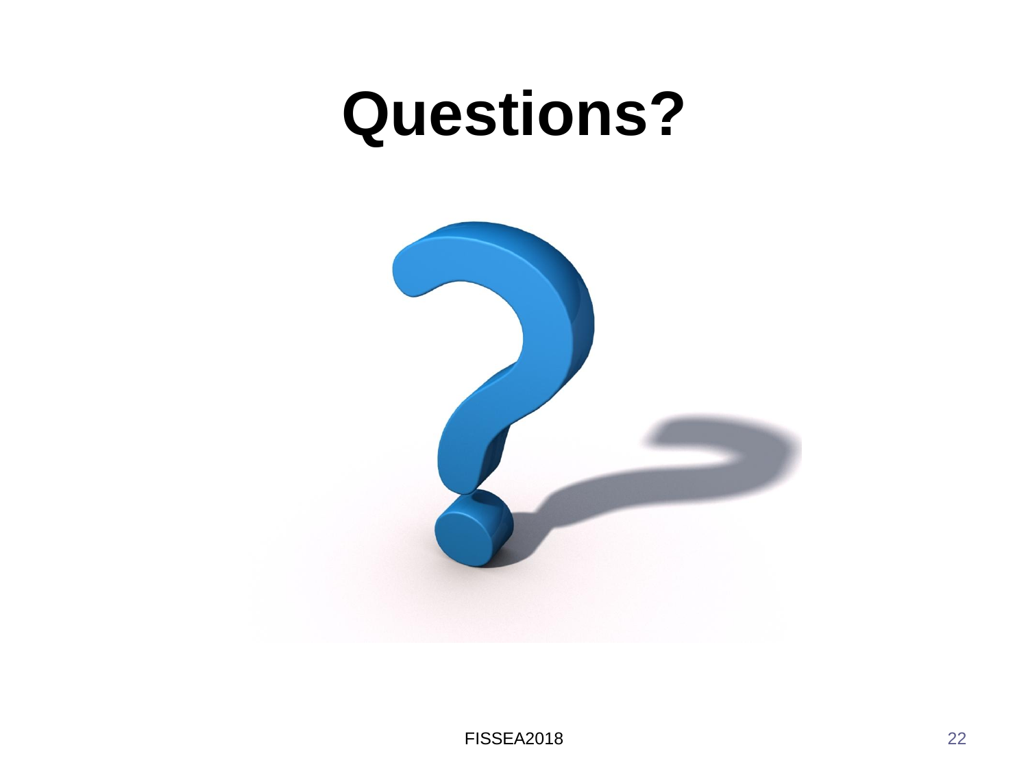# Questions?